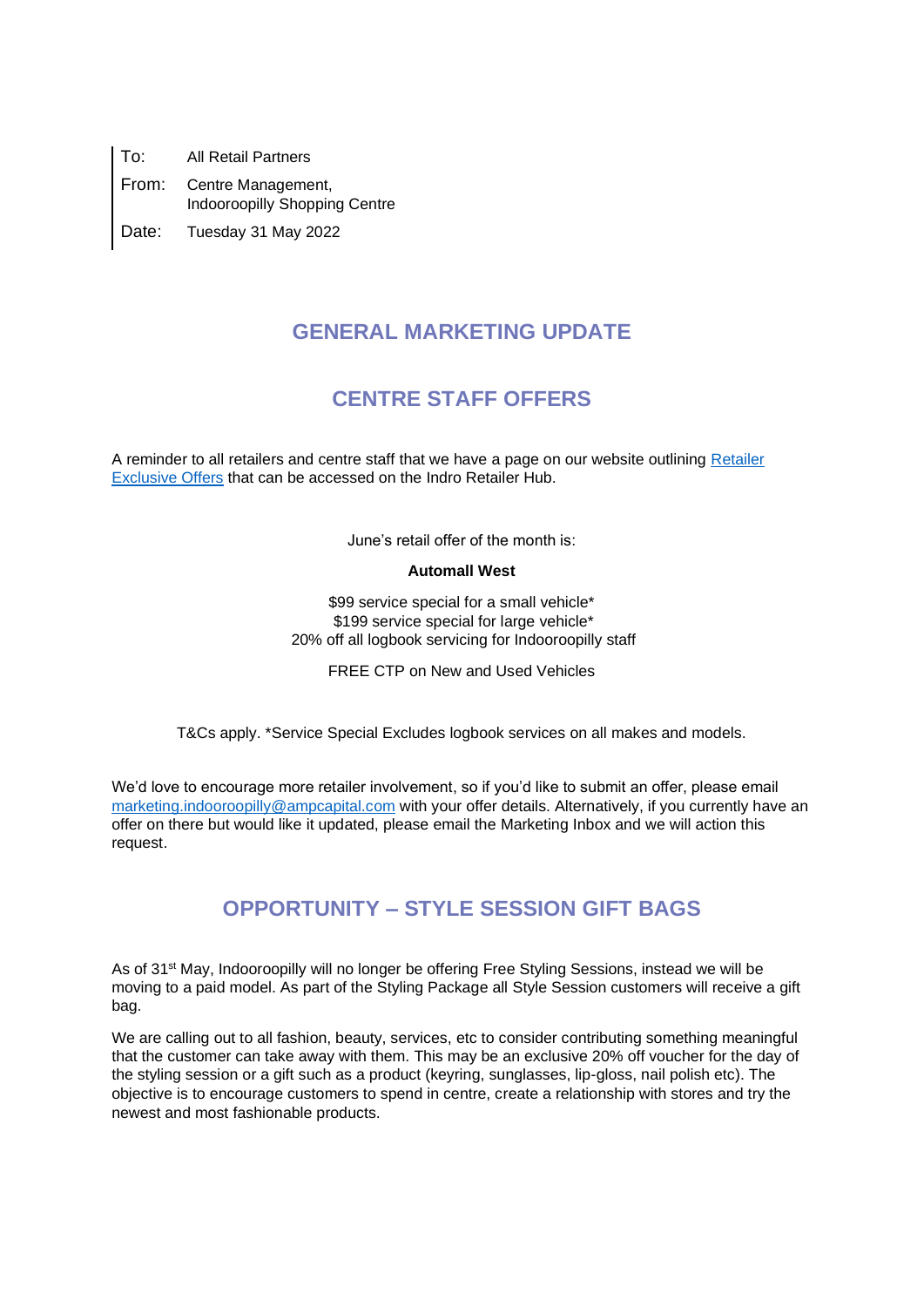To: All Retail Partners

From: Centre Management, Indooroopilly Shopping Centre

Date: Tuesday 31 May 2022

## GENERAL MARKETING UPDATE

## CENTRE STAFF OFFERS

A reminder to all retailers and centre staff that we have a page on our website outlining [Retailer Exclusive Offers]() that can be accessed on the Indro Retailer Hub.

June's retail offer of the month is:

**Automall West**

$99 service special for a small vehicle*
$199 service special for large vehicle*
20% off all logbook servicing for Indooroopilly staff

FREE CTP on New and Used Vehicles

T&Cs apply. *Service Special Excludes logbook services on all makes and models.

We'd love to encourage more retailer involvement, so if you'd like to submit an offer, please email marketing.indooroopilly@ampcapital.com with your offer details. Alternatively, if you currently have an offer on there but would like it updated, please email the Marketing Inbox and we will action this request.

## OPPORTUNITY – STYLE SESSION GIFT BAGS

As of 31st May, Indooroopilly will no longer be offering Free Styling Sessions, instead we will be moving to a paid model. As part of the Styling Package all Style Session customers will receive a gift bag.

We are calling out to all fashion, beauty, services, etc to consider contributing something meaningful that the customer can take away with them. This may be an exclusive 20% off voucher for the day of the styling session or a gift such as a product (keyring, sunglasses, lip-gloss, nail polish etc). The objective is to encourage customers to spend in centre, create a relationship with stores and try the newest and most fashionable products.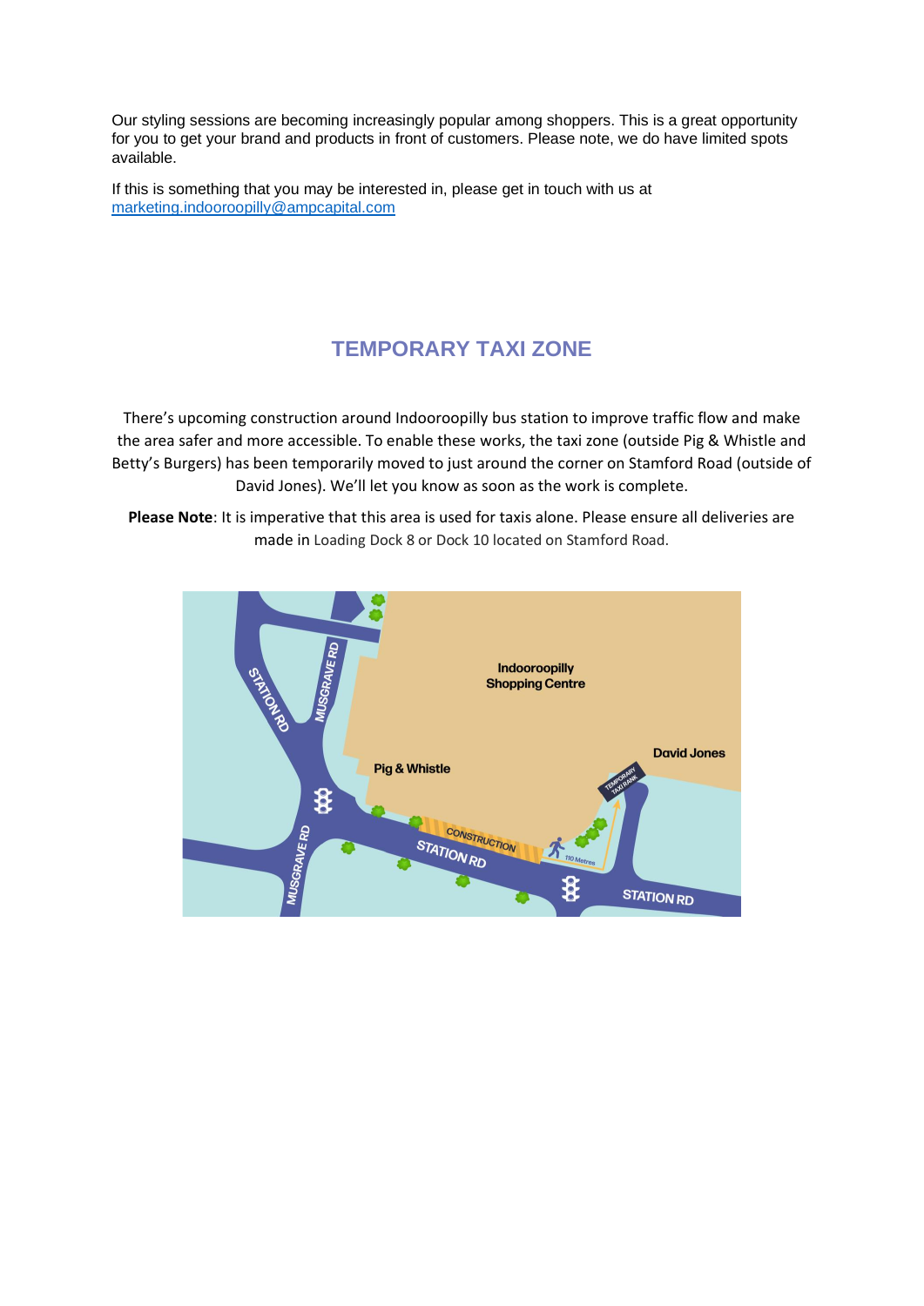Our styling sessions are becoming increasingly popular among shoppers. This is a great opportunity for you to get your brand and products in front of customers. Please note, we do have limited spots available.

If this is something that you may be interested in, please get in touch with us at marketing.indooroopilly@ampcapital.com

## TEMPORARY TAXI ZONE

There's upcoming construction around Indooroopilly bus station to improve traffic flow and make the area safer and more accessible. To enable these works, the taxi zone (outside Pig & Whistle and Betty's Burgers) has been temporarily moved to just around the corner on Stamford Road (outside of David Jones). We'll let you know as soon as the work is complete.

**Please Note**: It is imperative that this area is used for taxis alone. Please ensure all deliveries are made in Loading Dock 8 or Dock 10 located on Stamford Road.

STATION RD
MUSGRAVE RD
Indooroopilly Shopping Centre
David Jones
Pig & Whistle
TEMPORARY TAXI RANK
CONSTRUCTION
STATION RD
110 Metres
MUSGRAVE RD
STATION RD